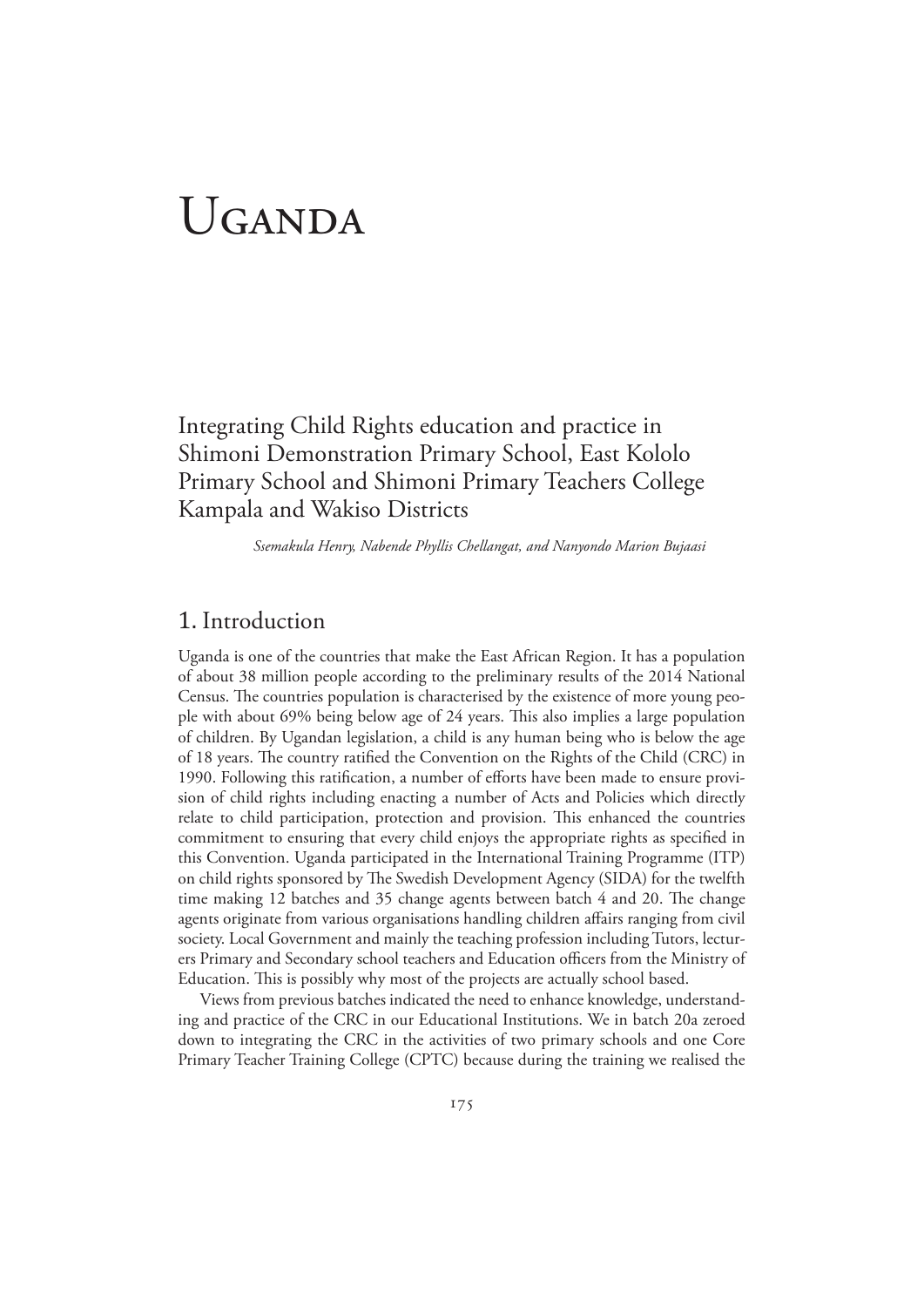# Uganda

## Integrating Child Rights education and practice in Shimoni Demonstration Primary School, East Kololo Primary School and Shimoni Primary Teachers College Kampala and Wakiso Districts

*Ssemakula Henry, Nabende Phyllis Chellangat, and Nanyondo Marion Bujaasi*

## 1. Introduction

Uganda is one of the countries that make the East African Region. It has a population of about 38 million people according to the preliminary results of the 2014 National Census. The countries population is characterised by the existence of more young people with about 69% being below age of 24 years. This also implies a large population of children. By Ugandan legislation, a child is any human being who is below the age of 18 years. The country ratified the Convention on the Rights of the Child (CRC) in 1990. Following this ratification, a number of efforts have been made to ensure provision of child rights including enacting a number of Acts and Policies which directly relate to child participation, protection and provision. This enhanced the countries commitment to ensuring that every child enjoys the appropriate rights as specified in this Convention. Uganda participated in the International Training Programme (ITP) on child rights sponsored by The Swedish Development Agency (SIDA) for the twelfth time making 12 batches and 35 change agents between batch 4 and 20. The change agents originate from various organisations handling children affairs ranging from civil society. Local Government and mainly the teaching profession including Tutors, lecturers Primary and Secondary school teachers and Education officers from the Ministry of Education. This is possibly why most of the projects are actually school based.

Views from previous batches indicated the need to enhance knowledge, understanding and practice of the CRC in our Educational Institutions. We in batch 20a zeroed down to integrating the CRC in the activities of two primary schools and one Core Primary Teacher Training College (CPTC) because during the training we realised the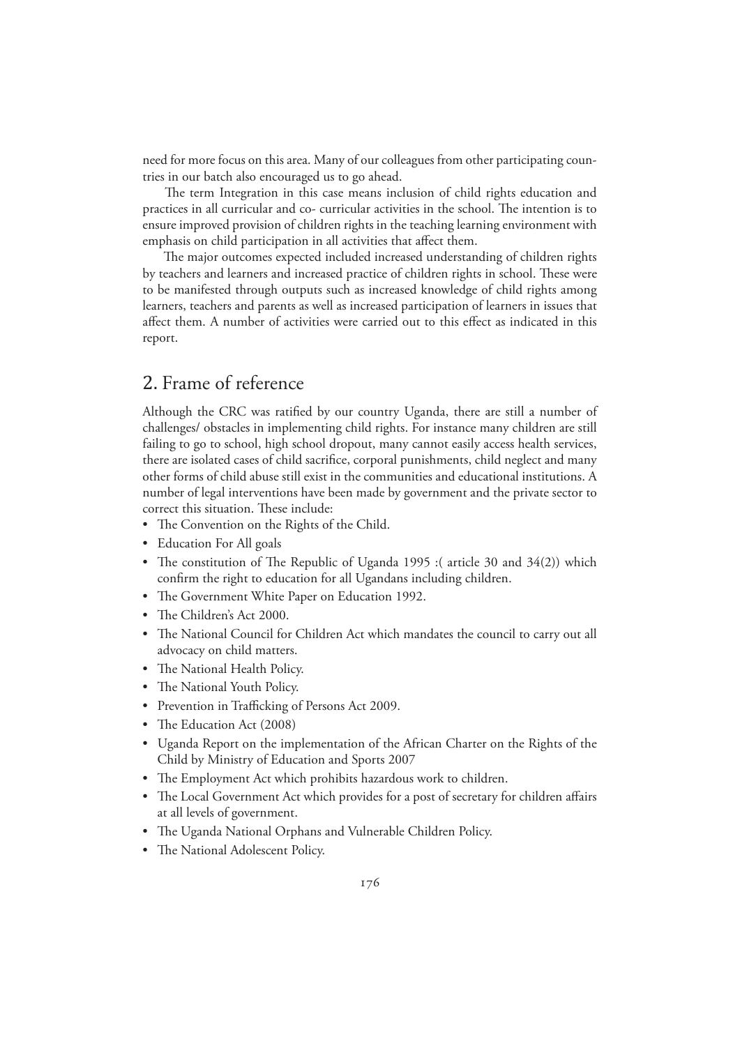need for more focus on this area. Many of our colleagues from other participating countries in our batch also encouraged us to go ahead.

The term Integration in this case means inclusion of child rights education and practices in all curricular and co- curricular activities in the school. The intention is to ensure improved provision of children rights in the teaching learning environment with emphasis on child participation in all activities that affect them.

The major outcomes expected included increased understanding of children rights by teachers and learners and increased practice of children rights in school. These were to be manifested through outputs such as increased knowledge of child rights among learners, teachers and parents as well as increased participation of learners in issues that affect them. A number of activities were carried out to this effect as indicated in this report.

## 2. Frame of reference

Although the CRC was ratified by our country Uganda, there are still a number of challenges/ obstacles in implementing child rights. For instance many children are still failing to go to school, high school dropout, many cannot easily access health services, there are isolated cases of child sacrifice, corporal punishments, child neglect and many other forms of child abuse still exist in the communities and educational institutions. A number of legal interventions have been made by government and the private sector to correct this situation. These include:

- The Convention on the Rights of the Child.
- Education For All goals
- The constitution of The Republic of Uganda 1995 :( article 30 and 34(2)) which confirm the right to education for all Ugandans including children.
- The Government White Paper on Education 1992.
- The Children's Act 2000.
- The National Council for Children Act which mandates the council to carry out all advocacy on child matters.
- The National Health Policy.
- The National Youth Policy.
- Prevention in Trafficking of Persons Act 2009.
- The Education Act (2008)
- Uganda Report on the implementation of the African Charter on the Rights of the Child by Ministry of Education and Sports 2007
- The Employment Act which prohibits hazardous work to children.
- The Local Government Act which provides for a post of secretary for children affairs at all levels of government.
- The Uganda National Orphans and Vulnerable Children Policy.
- The National Adolescent Policy.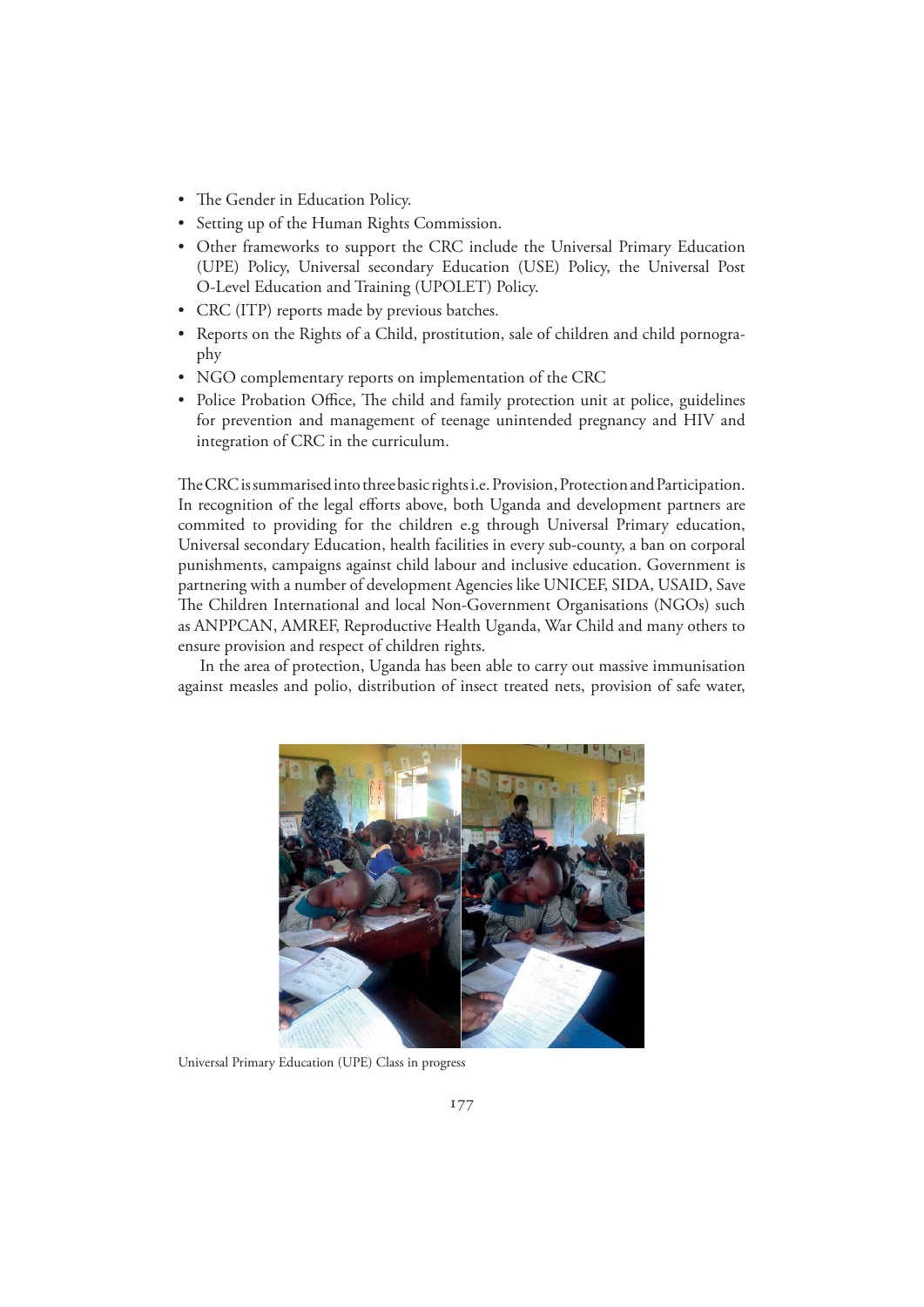- The Gender in Education Policy.
- Setting up of the Human Rights Commission.
- Other frameworks to support the CRC include the Universal Primary Education (UPE) Policy, Universal secondary Education (USE) Policy, the Universal Post O-Level Education and Training (UPOLET) Policy.
- CRC (ITP) reports made by previous batches.
- Reports on the Rights of a Child, prostitution, sale of children and child pornography
- NGO complementary reports on implementation of the CRC
- Police Probation Office, The child and family protection unit at police, guidelines for prevention and management of teenage unintended pregnancy and HIV and integration of CRC in the curriculum.

The CRC is summarised into three basic rights i.e. Provision, Protection and Participation. In recognition of the legal efforts above, both Uganda and development partners are commited to providing for the children e.g through Universal Primary education, Universal secondary Education, health facilities in every sub-county, a ban on corporal punishments, campaigns against child labour and inclusive education. Government is partnering with a number of development Agencies like UNICEF, SIDA, USAID, Save The Children International and local Non-Government Organisations (NGOs) such as ANPPCAN, AMREF, Reproductive Health Uganda, War Child and many others to ensure provision and respect of children rights.

In the area of protection, Uganda has been able to carry out massive immunisation against measles and polio, distribution of insect treated nets, provision of safe water,

Universal Primary Education (UPE) Class in progress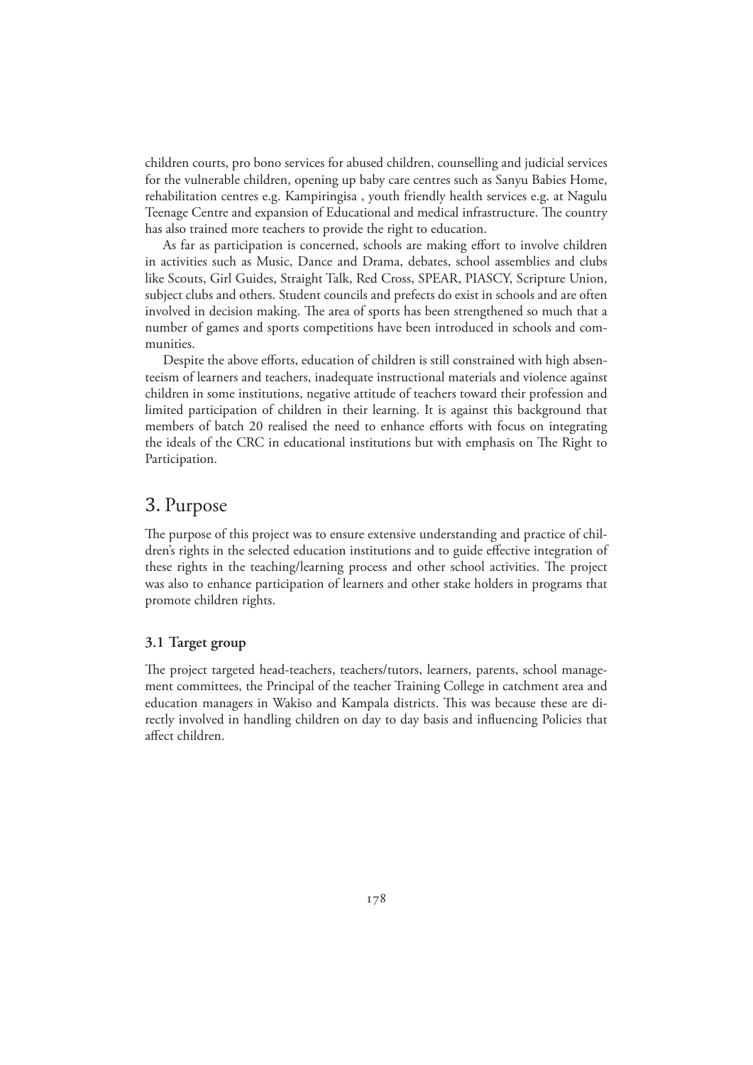children courts, pro bono services for abused children, counselling and judicial services for the vulnerable children, opening up baby care centres such as Sanyu Babies Home, rehabilitation centres e.g. Kampiringisa , youth friendly health services e.g. at Nagulu Teenage Centre and expansion of Educational and medical infrastructure. The country has also trained more teachers to provide the right to education.

As far as participation is concerned, schools are making effort to involve children in activities such as Music, Dance and Drama, debates, school assemblies and clubs like Scouts, Girl Guides, Straight Talk, Red Cross, SPEAR, PIASCY, Scripture Union, subject clubs and others. Student councils and prefects do exist in schools and are often involved in decision making. The area of sports has been strengthened so much that a number of games and sports competitions have been introduced in schools and communities.

Despite the above efforts, education of children is still constrained with high absenteeism of learners and teachers, inadequate instructional materials and violence against children in some institutions, negative attitude of teachers toward their profession and limited participation of children in their learning. It is against this background that members of batch 20 realised the need to enhance efforts with focus on integrating the ideals of the CRC in educational institutions but with emphasis on The Right to Participation.

## 3. Purpose

The purpose of this project was to ensure extensive understanding and practice of children's rights in the selected education institutions and to guide effective integration of these rights in the teaching/learning process and other school activities. The project was also to enhance participation of learners and other stake holders in programs that promote children rights.

### 3.1 Target group

The project targeted head-teachers, teachers/tutors, learners, parents, school management committees, the Principal of the teacher Training College in catchment area and education managers in Wakiso and Kampala districts. This was because these are directly involved in handling children on day to day basis and influencing Policies that affect children.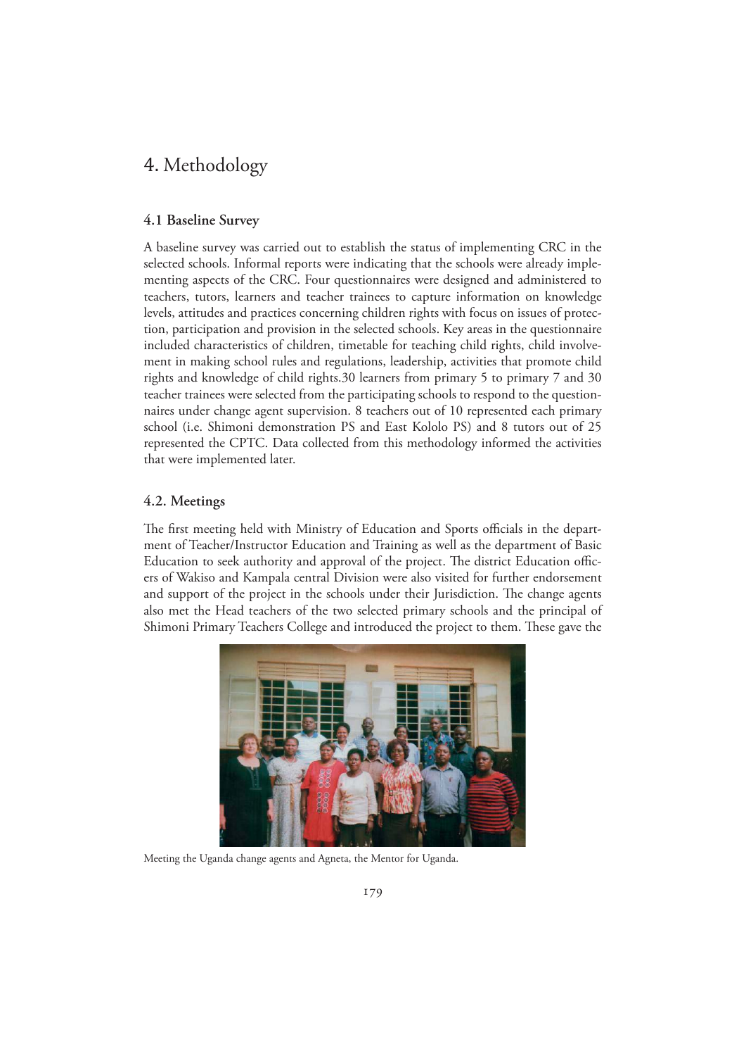# 4. Methodology

## 4.1 Baseline Survey

A baseline survey was carried out to establish the status of implementing CRC in the selected schools. Informal reports were indicating that the schools were already implementing aspects of the CRC. Four questionnaires were designed and administered to teachers, tutors, learners and teacher trainees to capture information on knowledge levels, attitudes and practices concerning children rights with focus on issues of protection, participation and provision in the selected schools. Key areas in the questionnaire included characteristics of children, timetable for teaching child rights, child involvement in making school rules and regulations, leadership, activities that promote child rights and knowledge of child rights.30 learners from primary 5 to primary 7 and 30 teacher trainees were selected from the participating schools to respond to the questionnaires under change agent supervision. 8 teachers out of 10 represented each primary school (i.e. Shimoni demonstration PS and East Kololo PS) and 8 tutors out of 25 represented the CPTC. Data collected from this methodology informed the activities that were implemented later.

## 4.2. Meetings

The first meeting held with Ministry of Education and Sports officials in the department of Teacher/Instructor Education and Training as well as the department of Basic Education to seek authority and approval of the project. The district Education officers of Wakiso and Kampala central Division were also visited for further endorsement and support of the project in the schools under their Jurisdiction. The change agents also met the Head teachers of the two selected primary schools and the principal of Shimoni Primary Teachers College and introduced the project to them. These gave the

Meeting the Uganda change agents and Agneta, the Mentor for Uganda.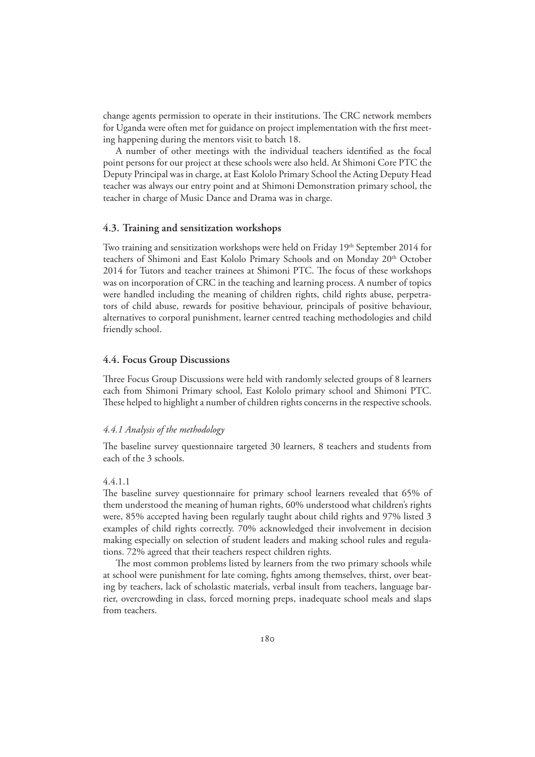change agents permission to operate in their institutions. The CRC network members for Uganda were often met for guidance on project implementation with the first meeting happening during the mentors visit to batch 18.

A number of other meetings with the individual teachers identified as the focal point persons for our project at these schools were also held. At Shimoni Core PTC the Deputy Principal was in charge, at East Kololo Primary School the Acting Deputy Head teacher was always our entry point and at Shimoni Demonstration primary school, the teacher in charge of Music Dance and Drama was in charge.

## 4.3. Training and sensitization workshops

Two training and sensitization workshops were held on Friday 19th September 2014 for teachers of Shimoni and East Kololo Primary Schools and on Monday 20th October 2014 for Tutors and teacher trainees at Shimoni PTC. The focus of these workshops was on incorporation of CRC in the teaching and learning process. A number of topics were handled including the meaning of children rights, child rights abuse, perpetrators of child abuse, rewards for positive behaviour, principals of positive behaviour, alternatives to corporal punishment, learner centred teaching methodologies and child friendly school.

## 4.4. Focus Group Discussions

Three Focus Group Discussions were held with randomly selected groups of 8 learners each from Shimoni Primary school, East Kololo primary school and Shimoni PTC. These helped to highlight a number of children rights concerns in the respective schools.

### *4.4.1 Analysis of the methodology*

The baseline survey questionnaire targeted 30 learners, 8 teachers and students from each of the 3 schools.

4.4.1.1

The baseline survey questionnaire for primary school learners revealed that 65% of them understood the meaning of human rights, 60% understood what children's rights were, 85% accepted having been regularly taught about child rights and 97% listed 3 examples of child rights correctly. 70% acknowledged their involvement in decision making especially on selection of student leaders and making school rules and regulations. 72% agreed that their teachers respect children rights.

The most common problems listed by learners from the two primary schools while at school were punishment for late coming, fights among themselves, thirst, over beating by teachers, lack of scholastic materials, verbal insult from teachers, language barrier, overcrowding in class, forced morning preps, inadequate school meals and slaps from teachers.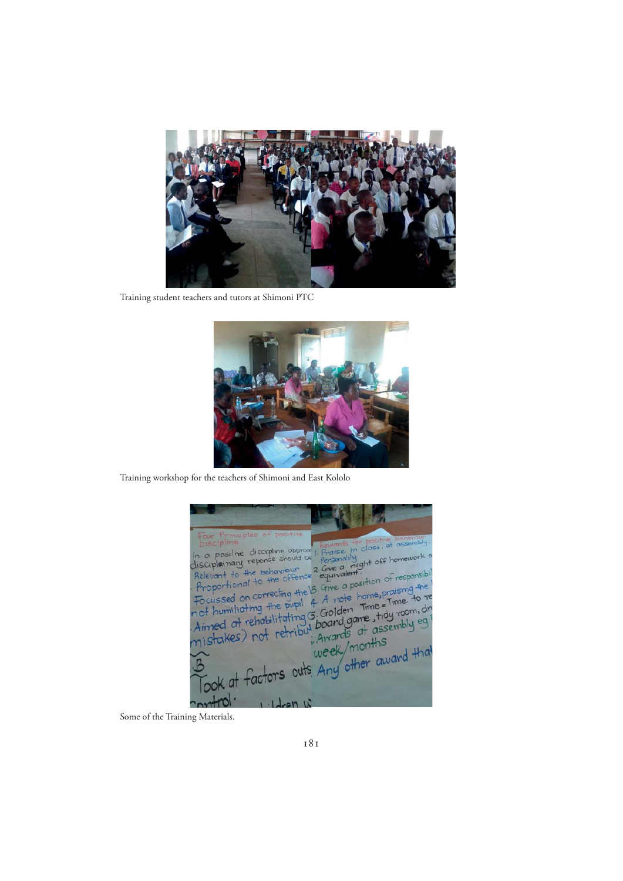Training student teachers and tutors at Shimoni PTC

Training workshop for the teachers of Shimoni and East Kololo

Some of the Training Materials.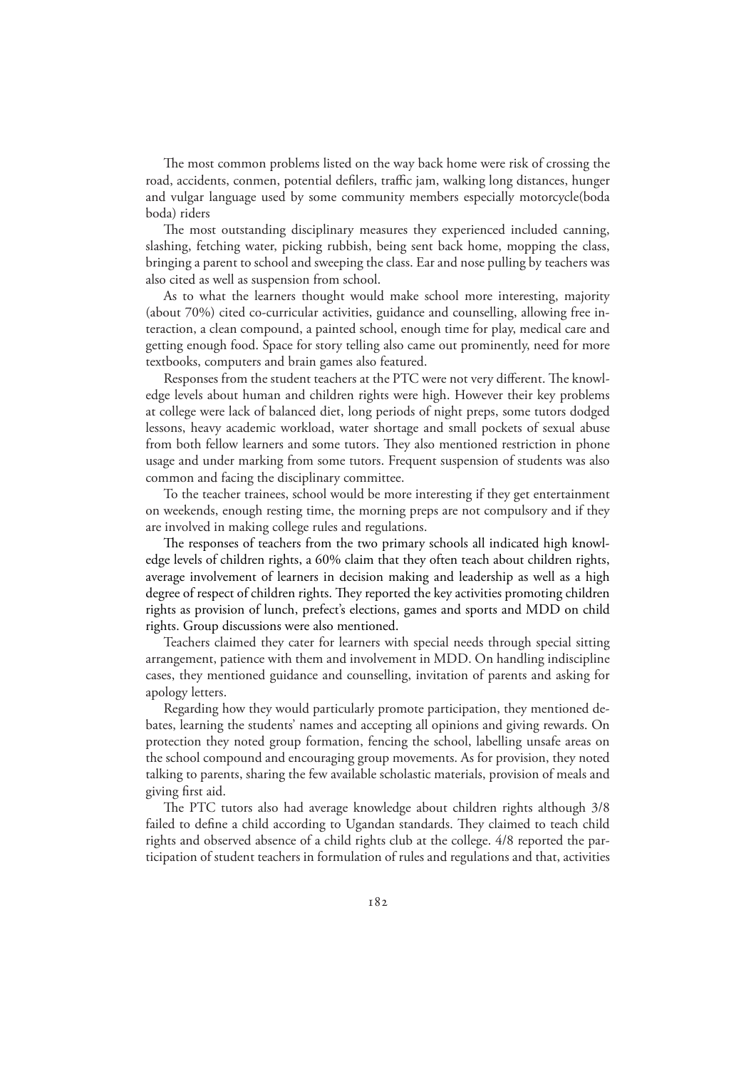The most common problems listed on the way back home were risk of crossing the road, accidents, conmen, potential defilers, traffic jam, walking long distances, hunger and vulgar language used by some community members especially motorcycle(boda boda) riders

The most outstanding disciplinary measures they experienced included canning, slashing, fetching water, picking rubbish, being sent back home, mopping the class, bringing a parent to school and sweeping the class. Ear and nose pulling by teachers was also cited as well as suspension from school.

As to what the learners thought would make school more interesting, majority (about 70%) cited co-curricular activities, guidance and counselling, allowing free interaction, a clean compound, a painted school, enough time for play, medical care and getting enough food. Space for story telling also came out prominently, need for more textbooks, computers and brain games also featured.

Responses from the student teachers at the PTC were not very different. The knowledge levels about human and children rights were high. However their key problems at college were lack of balanced diet, long periods of night preps, some tutors dodged lessons, heavy academic workload, water shortage and small pockets of sexual abuse from both fellow learners and some tutors. They also mentioned restriction in phone usage and under marking from some tutors. Frequent suspension of students was also common and facing the disciplinary committee.

To the teacher trainees, school would be more interesting if they get entertainment on weekends, enough resting time, the morning preps are not compulsory and if they are involved in making college rules and regulations.

The responses of teachers from the two primary schools all indicated high knowledge levels of children rights, a 60% claim that they often teach about children rights, average involvement of learners in decision making and leadership as well as a high degree of respect of children rights. They reported the key activities promoting children rights as provision of lunch, prefect's elections, games and sports and MDD on child rights. Group discussions were also mentioned.

Teachers claimed they cater for learners with special needs through special sitting arrangement, patience with them and involvement in MDD. On handling indiscipline cases, they mentioned guidance and counselling, invitation of parents and asking for apology letters.

Regarding how they would particularly promote participation, they mentioned debates, learning the students' names and accepting all opinions and giving rewards. On protection they noted group formation, fencing the school, labelling unsafe areas on the school compound and encouraging group movements. As for provision, they noted talking to parents, sharing the few available scholastic materials, provision of meals and giving first aid.

The PTC tutors also had average knowledge about children rights although 3/8 failed to define a child according to Ugandan standards. They claimed to teach child rights and observed absence of a child rights club at the college. 4/8 reported the participation of student teachers in formulation of rules and regulations and that, activities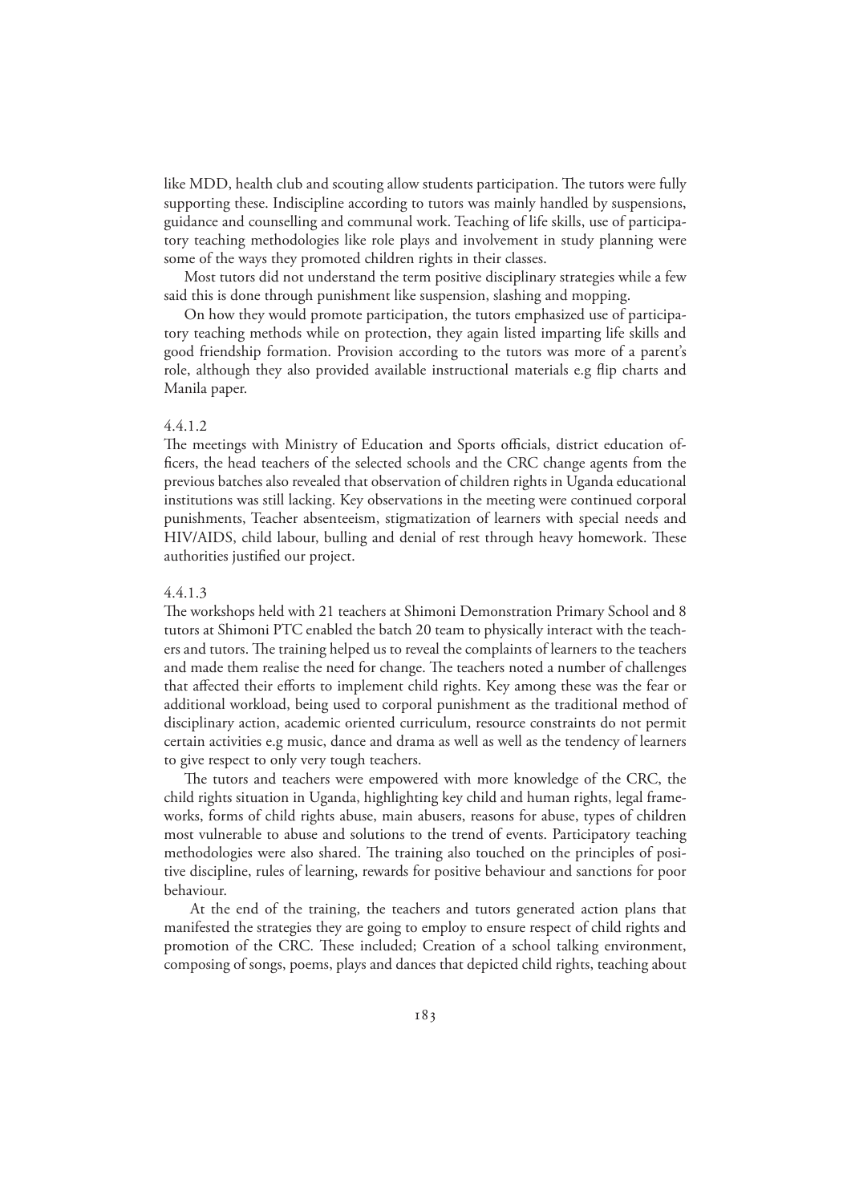like MDD, health club and scouting allow students participation. The tutors were fully supporting these. Indiscipline according to tutors was mainly handled by suspensions, guidance and counselling and communal work. Teaching of life skills, use of participatory teaching methodologies like role plays and involvement in study planning were some of the ways they promoted children rights in their classes.

Most tutors did not understand the term positive disciplinary strategies while a few said this is done through punishment like suspension, slashing and mopping.

On how they would promote participation, the tutors emphasized use of participatory teaching methods while on protection, they again listed imparting life skills and good friendship formation. Provision according to the tutors was more of a parent's role, although they also provided available instructional materials e.g flip charts and Manila paper.

4.4.1.2

The meetings with Ministry of Education and Sports officials, district education officers, the head teachers of the selected schools and the CRC change agents from the previous batches also revealed that observation of children rights in Uganda educational institutions was still lacking. Key observations in the meeting were continued corporal punishments, Teacher absenteeism, stigmatization of learners with special needs and HIV/AIDS, child labour, bulling and denial of rest through heavy homework. These authorities justified our project.

4.4.1.3

The workshops held with 21 teachers at Shimoni Demonstration Primary School and 8 tutors at Shimoni PTC enabled the batch 20 team to physically interact with the teachers and tutors. The training helped us to reveal the complaints of learners to the teachers and made them realise the need for change. The teachers noted a number of challenges that affected their efforts to implement child rights. Key among these was the fear or additional workload, being used to corporal punishment as the traditional method of disciplinary action, academic oriented curriculum, resource constraints do not permit certain activities e.g music, dance and drama as well as well as the tendency of learners to give respect to only very tough teachers.

The tutors and teachers were empowered with more knowledge of the CRC, the child rights situation in Uganda, highlighting key child and human rights, legal frameworks, forms of child rights abuse, main abusers, reasons for abuse, types of children most vulnerable to abuse and solutions to the trend of events. Participatory teaching methodologies were also shared. The training also touched on the principles of positive discipline, rules of learning, rewards for positive behaviour and sanctions for poor behaviour.

At the end of the training, the teachers and tutors generated action plans that manifested the strategies they are going to employ to ensure respect of child rights and promotion of the CRC. These included; Creation of a school talking environment, composing of songs, poems, plays and dances that depicted child rights, teaching about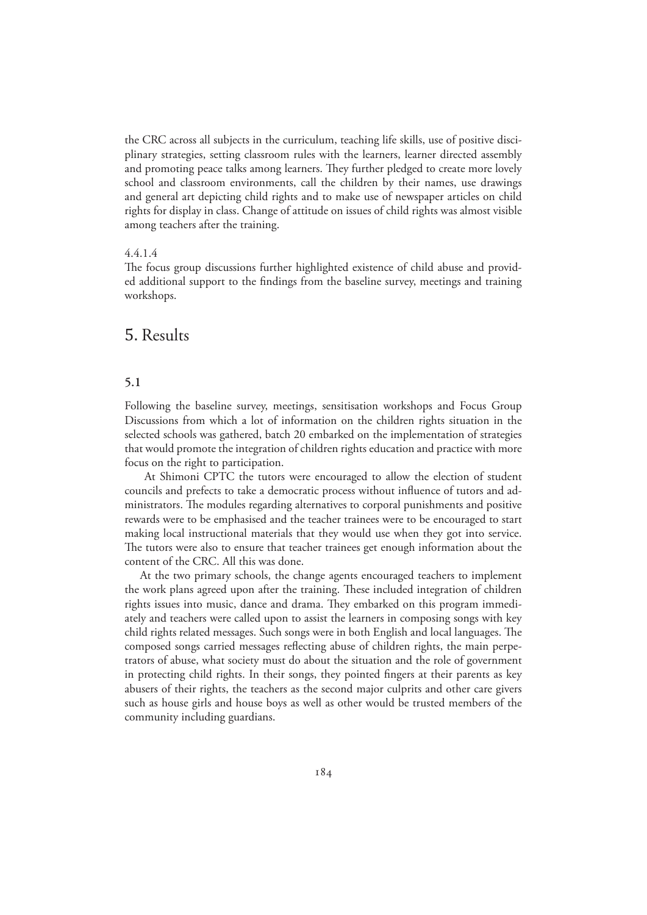the CRC across all subjects in the curriculum, teaching life skills, use of positive disciplinary strategies, setting classroom rules with the learners, learner directed assembly and promoting peace talks among learners. They further pledged to create more lovely school and classroom environments, call the children by their names, use drawings and general art depicting child rights and to make use of newspaper articles on child rights for display in class. Change of attitude on issues of child rights was almost visible among teachers after the training.

4.4.1.4

The focus group discussions further highlighted existence of child abuse and provided additional support to the findings from the baseline survey, meetings and training workshops.

# 5. Results

## 5.1

Following the baseline survey, meetings, sensitisation workshops and Focus Group Discussions from which a lot of information on the children rights situation in the selected schools was gathered, batch 20 embarked on the implementation of strategies that would promote the integration of children rights education and practice with more focus on the right to participation.

At Shimoni CPTC the tutors were encouraged to allow the election of student councils and prefects to take a democratic process without influence of tutors and administrators. The modules regarding alternatives to corporal punishments and positive rewards were to be emphasised and the teacher trainees were to be encouraged to start making local instructional materials that they would use when they got into service. The tutors were also to ensure that teacher trainees get enough information about the content of the CRC. All this was done.

At the two primary schools, the change agents encouraged teachers to implement the work plans agreed upon after the training. These included integration of children rights issues into music, dance and drama. They embarked on this program immediately and teachers were called upon to assist the learners in composing songs with key child rights related messages. Such songs were in both English and local languages. The composed songs carried messages reflecting abuse of children rights, the main perpetrators of abuse, what society must do about the situation and the role of government in protecting child rights. In their songs, they pointed fingers at their parents as key abusers of their rights, the teachers as the second major culprits and other care givers such as house girls and house boys as well as other would be trusted members of the community including guardians.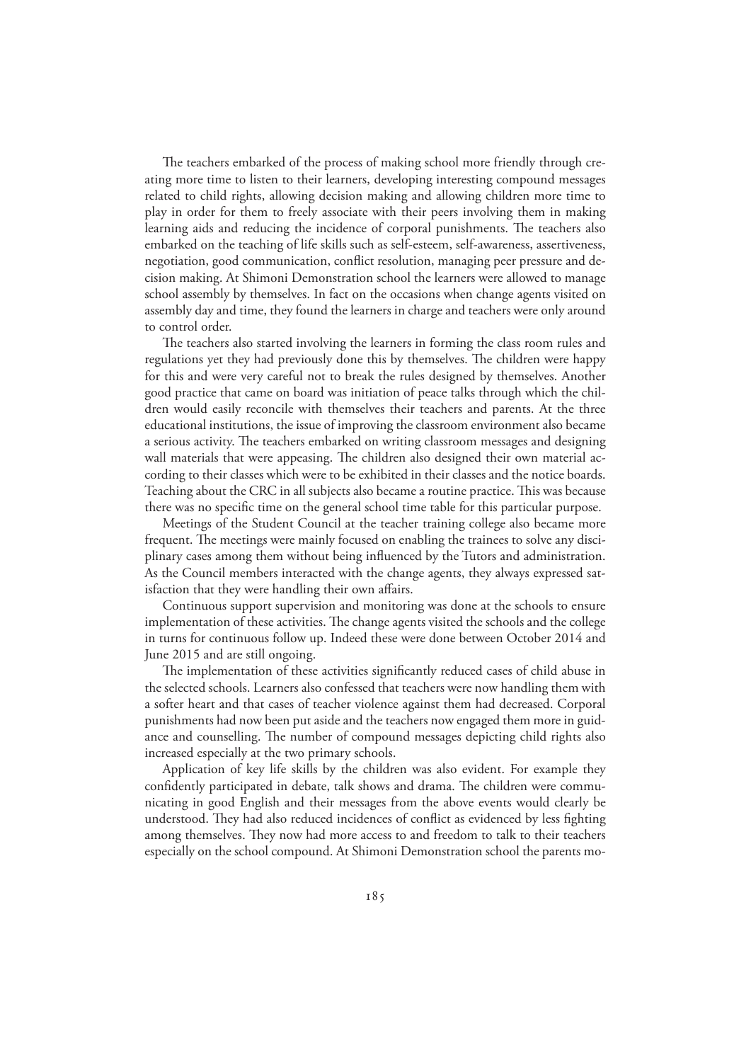The teachers embarked of the process of making school more friendly through creating more time to listen to their learners, developing interesting compound messages related to child rights, allowing decision making and allowing children more time to play in order for them to freely associate with their peers involving them in making learning aids and reducing the incidence of corporal punishments. The teachers also embarked on the teaching of life skills such as self-esteem, self-awareness, assertiveness, negotiation, good communication, conflict resolution, managing peer pressure and decision making. At Shimoni Demonstration school the learners were allowed to manage school assembly by themselves. In fact on the occasions when change agents visited on assembly day and time, they found the learners in charge and teachers were only around to control order.

The teachers also started involving the learners in forming the class room rules and regulations yet they had previously done this by themselves. The children were happy for this and were very careful not to break the rules designed by themselves. Another good practice that came on board was initiation of peace talks through which the children would easily reconcile with themselves their teachers and parents. At the three educational institutions, the issue of improving the classroom environment also became a serious activity. The teachers embarked on writing classroom messages and designing wall materials that were appeasing. The children also designed their own material according to their classes which were to be exhibited in their classes and the notice boards. Teaching about the CRC in all subjects also became a routine practice. This was because there was no specific time on the general school time table for this particular purpose.

Meetings of the Student Council at the teacher training college also became more frequent. The meetings were mainly focused on enabling the trainees to solve any disciplinary cases among them without being influenced by the Tutors and administration. As the Council members interacted with the change agents, they always expressed satisfaction that they were handling their own affairs.

Continuous support supervision and monitoring was done at the schools to ensure implementation of these activities. The change agents visited the schools and the college in turns for continuous follow up. Indeed these were done between October 2014 and June 2015 and are still ongoing.

The implementation of these activities significantly reduced cases of child abuse in the selected schools. Learners also confessed that teachers were now handling them with a softer heart and that cases of teacher violence against them had decreased. Corporal punishments had now been put aside and the teachers now engaged them more in guidance and counselling. The number of compound messages depicting child rights also increased especially at the two primary schools.

Application of key life skills by the children was also evident. For example they confidently participated in debate, talk shows and drama. The children were communicating in good English and their messages from the above events would clearly be understood. They had also reduced incidences of conflict as evidenced by less fighting among themselves. They now had more access to and freedom to talk to their teachers especially on the school compound. At Shimoni Demonstration school the parents mo-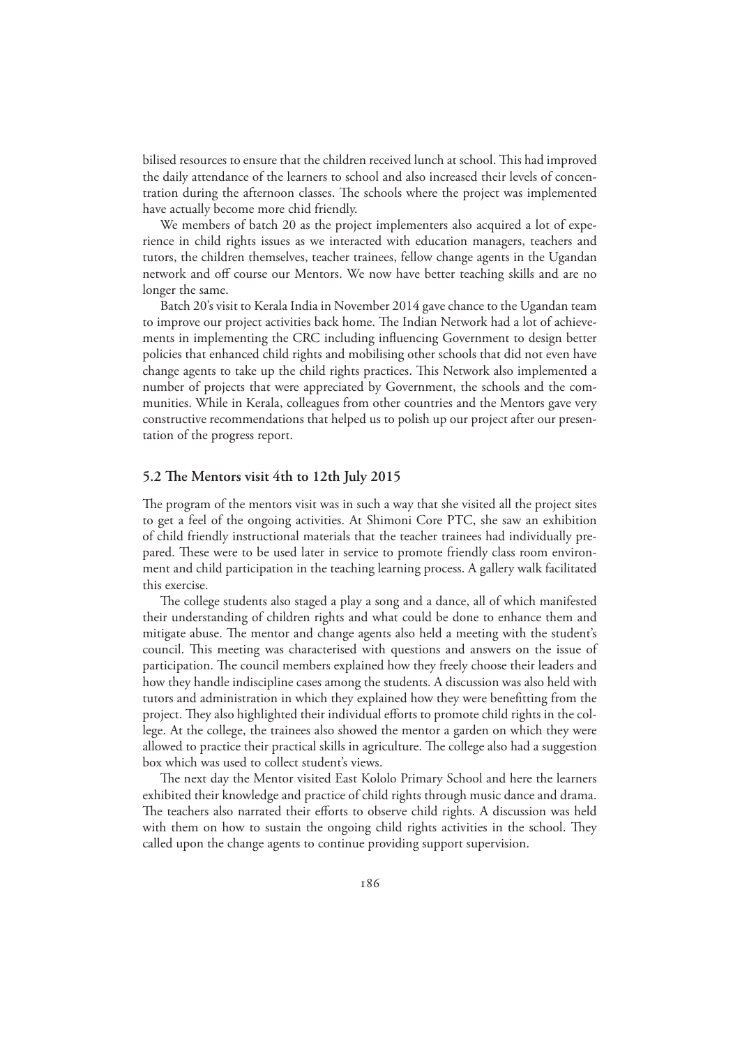bilised resources to ensure that the children received lunch at school. This had improved the daily attendance of the learners to school and also increased their levels of concentration during the afternoon classes. The schools where the project was implemented have actually become more chid friendly.

We members of batch 20 as the project implementers also acquired a lot of experience in child rights issues as we interacted with education managers, teachers and tutors, the children themselves, teacher trainees, fellow change agents in the Ugandan network and off course our Mentors. We now have better teaching skills and are no longer the same.

Batch 20's visit to Kerala India in November 2014 gave chance to the Ugandan team to improve our project activities back home. The Indian Network had a lot of achievements in implementing the CRC including influencing Government to design better policies that enhanced child rights and mobilising other schools that did not even have change agents to take up the child rights practices. This Network also implemented a number of projects that were appreciated by Government, the schools and the communities. While in Kerala, colleagues from other countries and the Mentors gave very constructive recommendations that helped us to polish up our project after our presentation of the progress report.

### 5.2 The Mentors visit 4th to 12th July 2015

The program of the mentors visit was in such a way that she visited all the project sites to get a feel of the ongoing activities. At Shimoni Core PTC, she saw an exhibition of child friendly instructional materials that the teacher trainees had individually prepared. These were to be used later in service to promote friendly class room environment and child participation in the teaching learning process. A gallery walk facilitated this exercise.

The college students also staged a play a song and a dance, all of which manifested their understanding of children rights and what could be done to enhance them and mitigate abuse. The mentor and change agents also held a meeting with the student's council. This meeting was characterised with questions and answers on the issue of participation. The council members explained how they freely choose their leaders and how they handle indiscipline cases among the students. A discussion was also held with tutors and administration in which they explained how they were benefitting from the project. They also highlighted their individual efforts to promote child rights in the college. At the college, the trainees also showed the mentor a garden on which they were allowed to practice their practical skills in agriculture. The college also had a suggestion box which was used to collect student's views.

The next day the Mentor visited East Kololo Primary School and here the learners exhibited their knowledge and practice of child rights through music dance and drama. The teachers also narrated their efforts to observe child rights. A discussion was held with them on how to sustain the ongoing child rights activities in the school. They called upon the change agents to continue providing support supervision.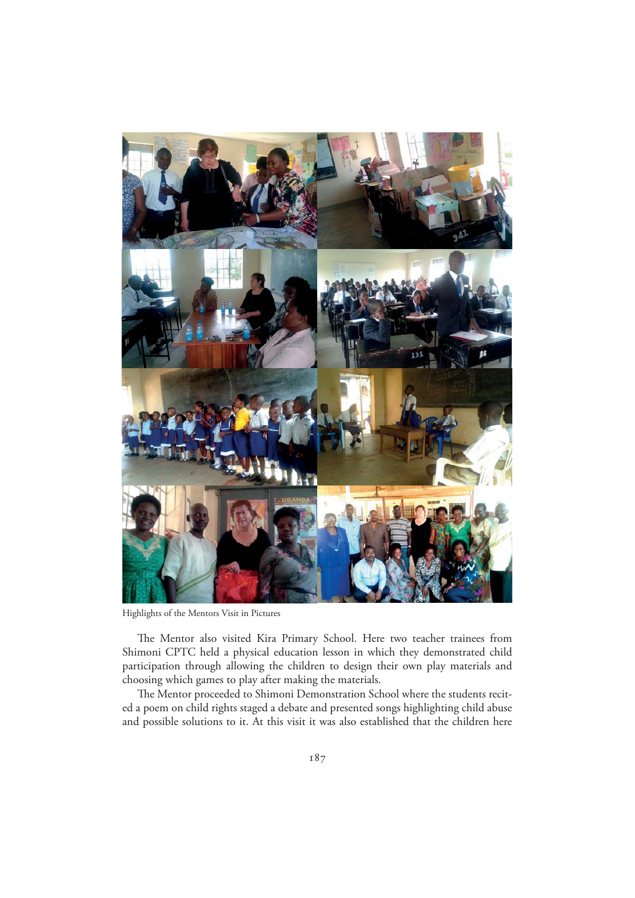Highlights of the Mentors Visit in Pictures

The Mentor also visited Kira Primary School. Here two teacher trainees from Shimoni CPTC held a physical education lesson in which they demonstrated child participation through allowing the children to design their own play materials and choosing which games to play after making the materials.

The Mentor proceeded to Shimoni Demonstration School where the students recited a poem on child rights staged a debate and presented songs highlighting child abuse and possible solutions to it. At this visit it was also established that the children here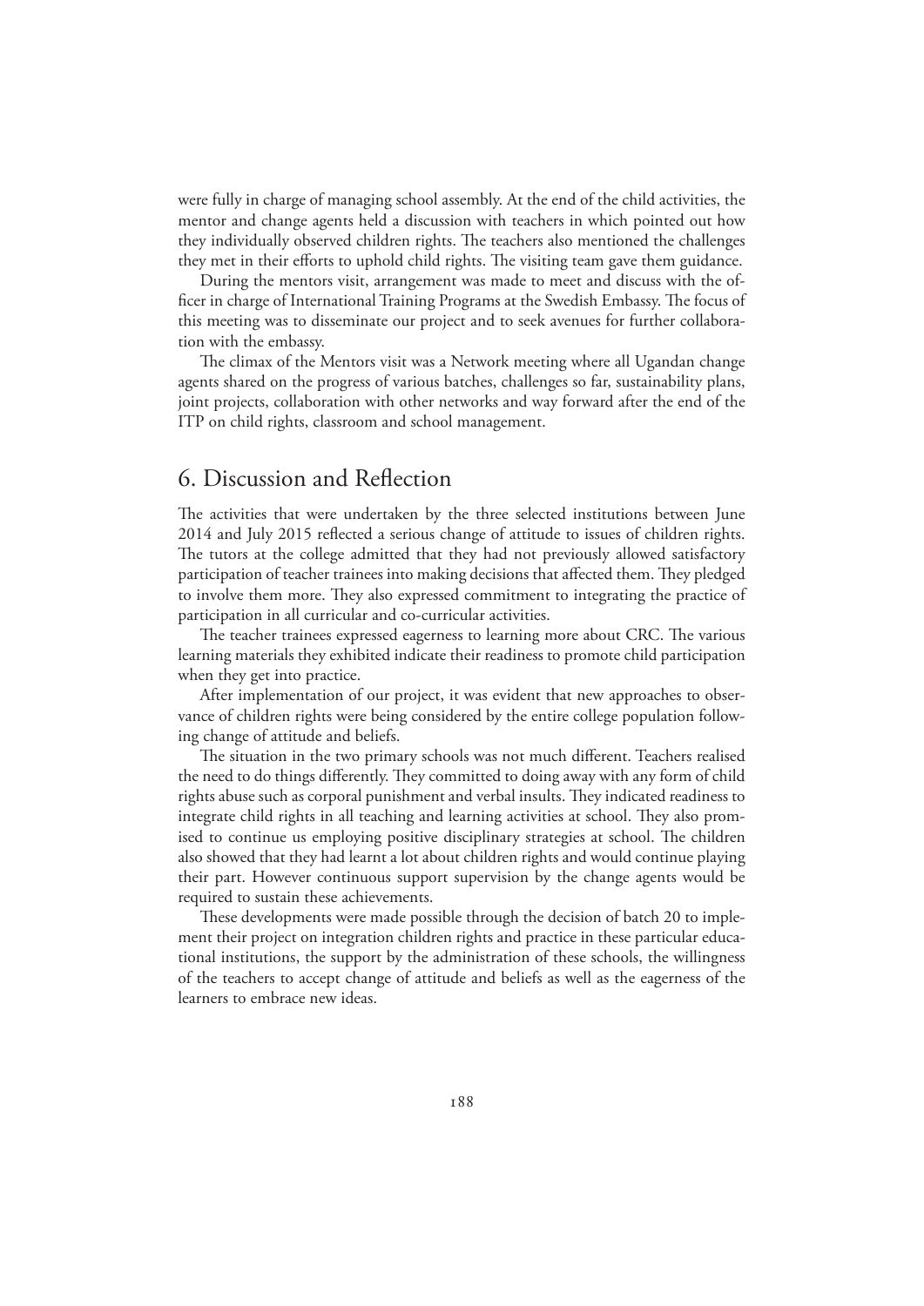were fully in charge of managing school assembly. At the end of the child activities, the mentor and change agents held a discussion with teachers in which pointed out how they individually observed children rights. The teachers also mentioned the challenges they met in their efforts to uphold child rights. The visiting team gave them guidance.

During the mentors visit, arrangement was made to meet and discuss with the officer in charge of International Training Programs at the Swedish Embassy. The focus of this meeting was to disseminate our project and to seek avenues for further collaboration with the embassy.

The climax of the Mentors visit was a Network meeting where all Ugandan change agents shared on the progress of various batches, challenges so far, sustainability plans, joint projects, collaboration with other networks and way forward after the end of the ITP on child rights, classroom and school management.

## 6. Discussion and Reflection

The activities that were undertaken by the three selected institutions between June 2014 and July 2015 reflected a serious change of attitude to issues of children rights. The tutors at the college admitted that they had not previously allowed satisfactory participation of teacher trainees into making decisions that affected them. They pledged to involve them more. They also expressed commitment to integrating the practice of participation in all curricular and co-curricular activities.

The teacher trainees expressed eagerness to learning more about CRC. The various learning materials they exhibited indicate their readiness to promote child participation when they get into practice.

After implementation of our project, it was evident that new approaches to observance of children rights were being considered by the entire college population following change of attitude and beliefs.

The situation in the two primary schools was not much different. Teachers realised the need to do things differently. They committed to doing away with any form of child rights abuse such as corporal punishment and verbal insults. They indicated readiness to integrate child rights in all teaching and learning activities at school. They also promised to continue us employing positive disciplinary strategies at school. The children also showed that they had learnt a lot about children rights and would continue playing their part. However continuous support supervision by the change agents would be required to sustain these achievements.

These developments were made possible through the decision of batch 20 to implement their project on integration children rights and practice in these particular educational institutions, the support by the administration of these schools, the willingness of the teachers to accept change of attitude and beliefs as well as the eagerness of the learners to embrace new ideas.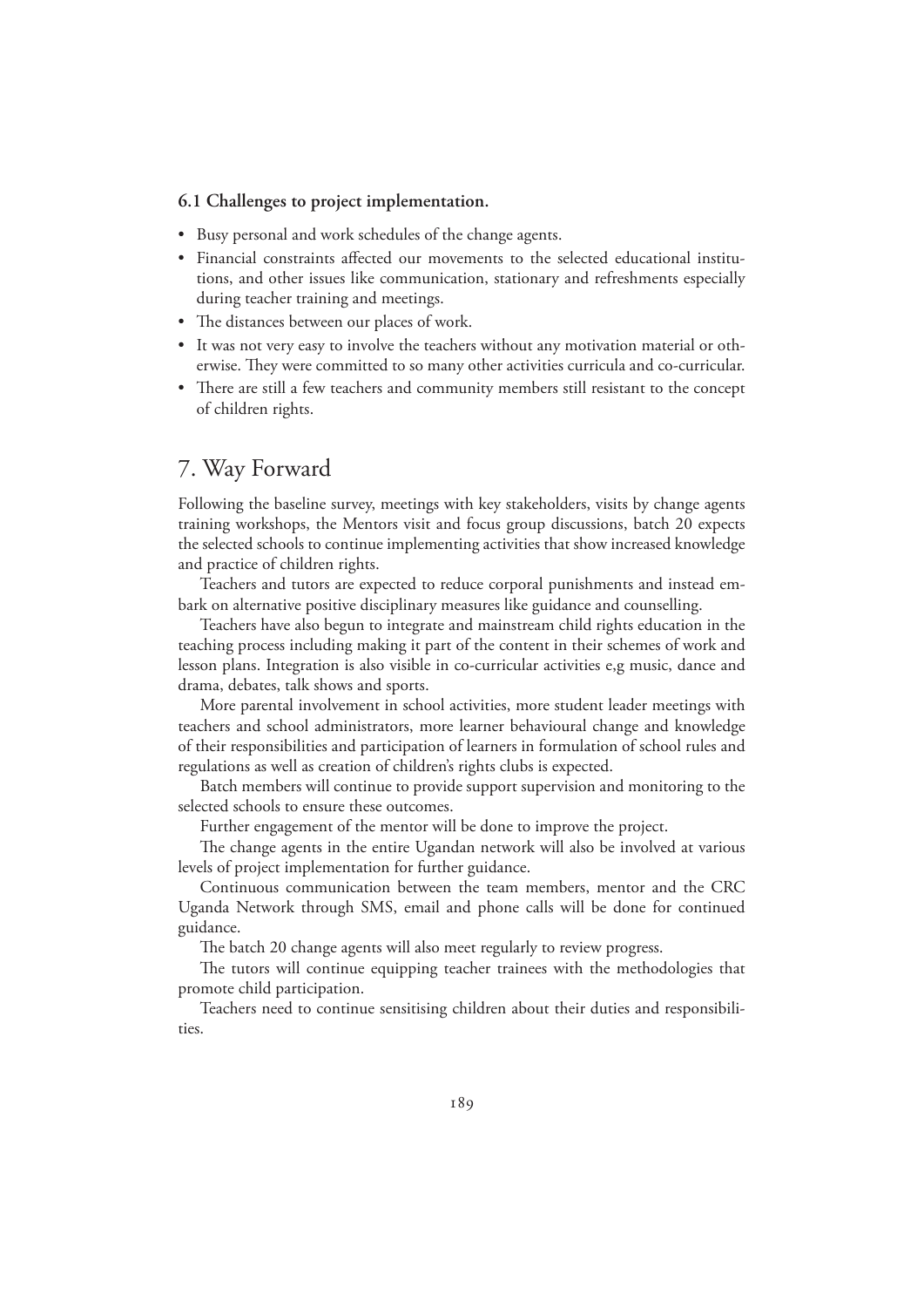### 6.1 Challenges to project implementation.

- Busy personal and work schedules of the change agents.
- Financial constraints affected our movements to the selected educational institutions, and other issues like communication, stationary and refreshments especially during teacher training and meetings.
- The distances between our places of work.
- It was not very easy to involve the teachers without any motivation material or otherwise. They were committed to so many other activities curricula and co-curricular.
- There are still a few teachers and community members still resistant to the concept of children rights.

## 7. Way Forward

Following the baseline survey, meetings with key stakeholders, visits by change agents training workshops, the Mentors visit and focus group discussions, batch 20 expects the selected schools to continue implementing activities that show increased knowledge and practice of children rights.

Teachers and tutors are expected to reduce corporal punishments and instead embark on alternative positive disciplinary measures like guidance and counselling.

Teachers have also begun to integrate and mainstream child rights education in the teaching process including making it part of the content in their schemes of work and lesson plans. Integration is also visible in co-curricular activities e,g music, dance and drama, debates, talk shows and sports.

More parental involvement in school activities, more student leader meetings with teachers and school administrators, more learner behavioural change and knowledge of their responsibilities and participation of learners in formulation of school rules and regulations as well as creation of children's rights clubs is expected.

Batch members will continue to provide support supervision and monitoring to the selected schools to ensure these outcomes.

Further engagement of the mentor will be done to improve the project.

The change agents in the entire Ugandan network will also be involved at various levels of project implementation for further guidance.

Continuous communication between the team members, mentor and the CRC Uganda Network through SMS, email and phone calls will be done for continued guidance.

The batch 20 change agents will also meet regularly to review progress.

The tutors will continue equipping teacher trainees with the methodologies that promote child participation.

Teachers need to continue sensitising children about their duties and responsibilities.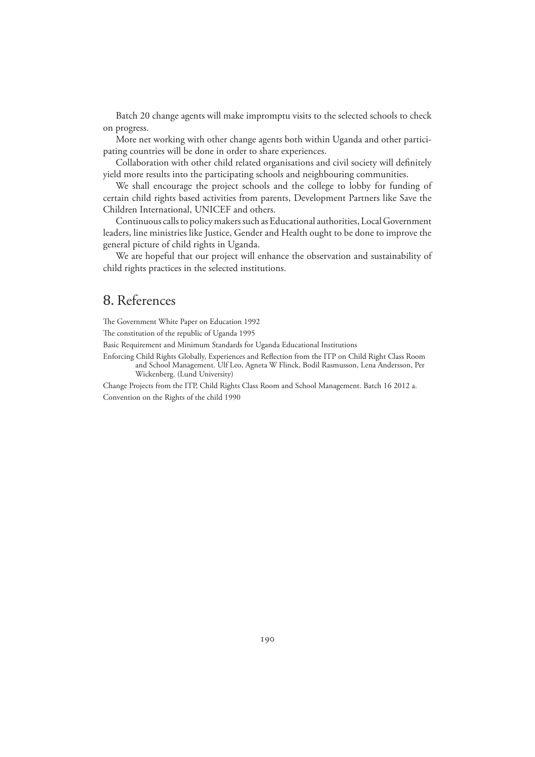Batch 20 change agents will make impromptu visits to the selected schools to check on progress.

More net working with other change agents both within Uganda and other participating countries will be done in order to share experiences.

Collaboration with other child related organisations and civil society will definitely yield more results into the participating schools and neighbouring communities.

We shall encourage the project schools and the college to lobby for funding of certain child rights based activities from parents, Development Partners like Save the Children International, UNICEF and others.

Continuous calls to policy makers such as Educational authorities, Local Government leaders, line ministries like Justice, Gender and Health ought to be done to improve the general picture of child rights in Uganda.

We are hopeful that our project will enhance the observation and sustainability of child rights practices in the selected institutions.

## 8. References

The Government White Paper on Education 1992

The constitution of the republic of Uganda 1995

Basic Requirement and Minimum Standards for Uganda Educational Institutions

Enforcing Child Rights Globally, Experiences and Reflection from the ITP on Child Right Class Room and School Management. Ulf Leo, Agneta W Flinck, Bodil Rasmusson, Lena Andersson, Per Wickenberg. (Lund University)

Change Projects from the ITP, Child Rights Class Room and School Management. Batch 16 2012 a.

Convention on the Rights of the child 1990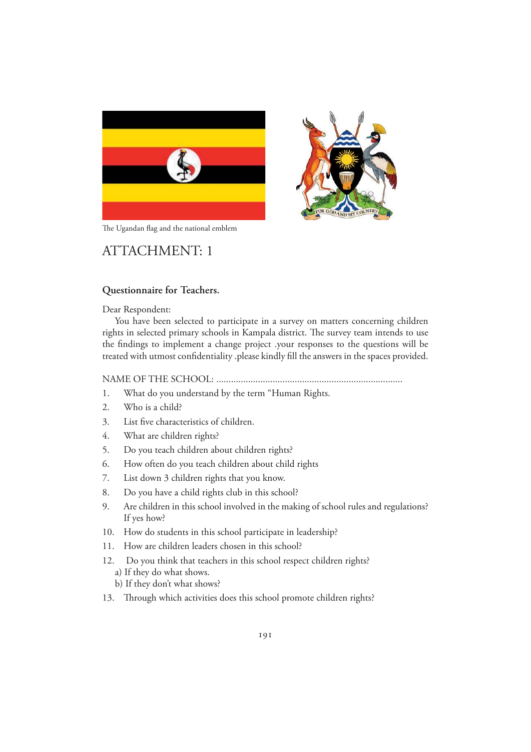The Ugandan flag and the national emblem

# ATTACHMENT: 1

### Questionnaire for Teachers.

Dear Respondent:

You have been selected to participate in a survey on matters concerning children rights in selected primary schools in Kampala district. The survey team intends to use the findings to implement a change project .your responses to the questions will be treated with utmost confidentiality .please kindly fill the answers in the spaces provided.

NAME OF THE SCHOOL: ..........................................................................

1. What do you understand by the term "Human Rights.
2. Who is a child?
3. List five characteristics of children.
4. What are children rights?
5. Do you teach children about children rights?
6. How often do you teach children about child rights
7. List down 3 children rights that you know.
8. Do you have a child rights club in this school?
9. Are children in this school involved in the making of school rules and regulations? If yes how?
10. How do students in this school participate in leadership?
11. How are children leaders chosen in this school?
12. Do you think that teachers in this school respect children rights?
    a) If they do what shows.
    b) If they don't what shows?
13. Through which activities does this school promote children rights?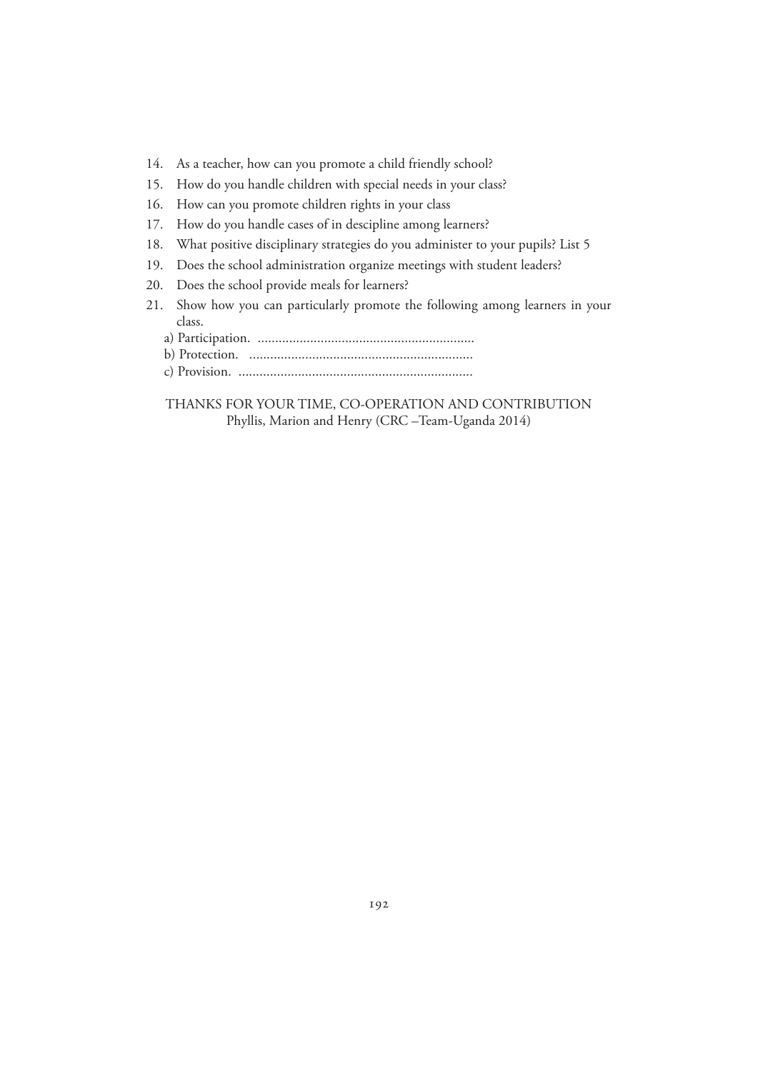14. As a teacher, how can you promote a child friendly school?
15. How do you handle children with special needs in your class?
16. How can you promote children rights in your class
17. How do you handle cases of in descipline among learners?
18. What positive disciplinary strategies do you administer to your pupils? List 5
19. Does the school administration organize meetings with student leaders?
20. Does the school provide meals for learners?
21. Show how you can particularly promote the following among learners in your class.

    a) Participation. ..............................................................

    b) Protection. ................................................................

    c) Provision. ...................................................................

THANKS FOR YOUR TIME, CO-OPERATION AND CONTRIBUTION

Phyllis, Marion and Henry (CRC –Team-Uganda 2014)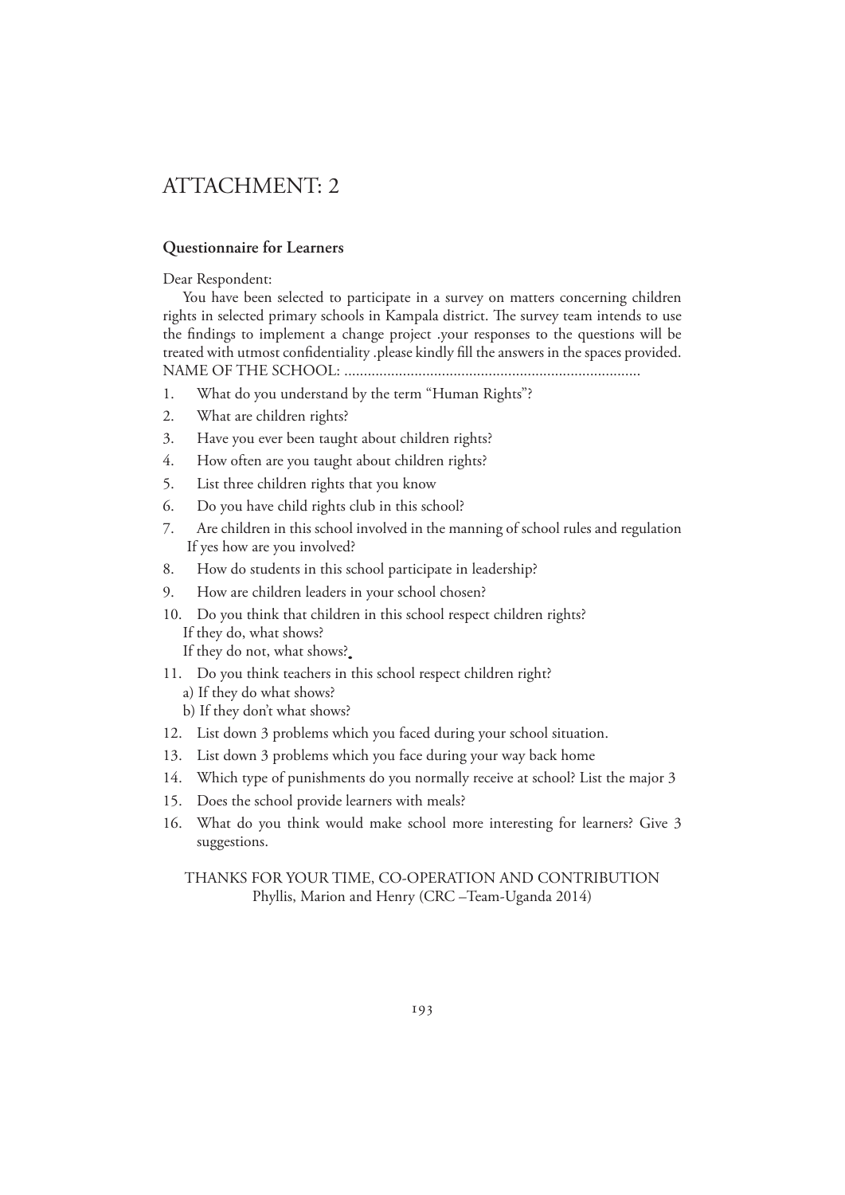# ATTACHMENT: 2

### Questionnaire for Learners

Dear Respondent:

You have been selected to participate in a survey on matters concerning children rights in selected primary schools in Kampala district. The survey team intends to use the findings to implement a change project .your responses to the questions will be treated with utmost confidentiality .please kindly fill the answers in the spaces provided.
NAME OF THE SCHOOL: ............................................................................

1. What do you understand by the term "Human Rights"?
2. What are children rights?
3. Have you ever been taught about children rights?
4. How often are you taught about children rights?
5. List three children rights that you know
6. Do you have child rights club in this school?
7. Are children in this school involved in the manning of school rules and regulation If yes how are you involved?
8. How do students in this school participate in leadership?
9. How are children leaders in your school chosen?
10. Do you think that children in this school respect children rights?
    If they do, what shows?
    If they do not, what shows?
11. Do you think teachers in this school respect children right?
    a) If they do what shows?
    b) If they don't what shows?
12. List down 3 problems which you faced during your school situation.
13. List down 3 problems which you face during your way back home
14. Which type of punishments do you normally receive at school? List the major 3
15. Does the school provide learners with meals?
16. What do you think would make school more interesting for learners? Give 3 suggestions.

THANKS FOR YOUR TIME, CO-OPERATION AND CONTRIBUTION
Phyllis, Marion and Henry (CRC –Team-Uganda 2014)